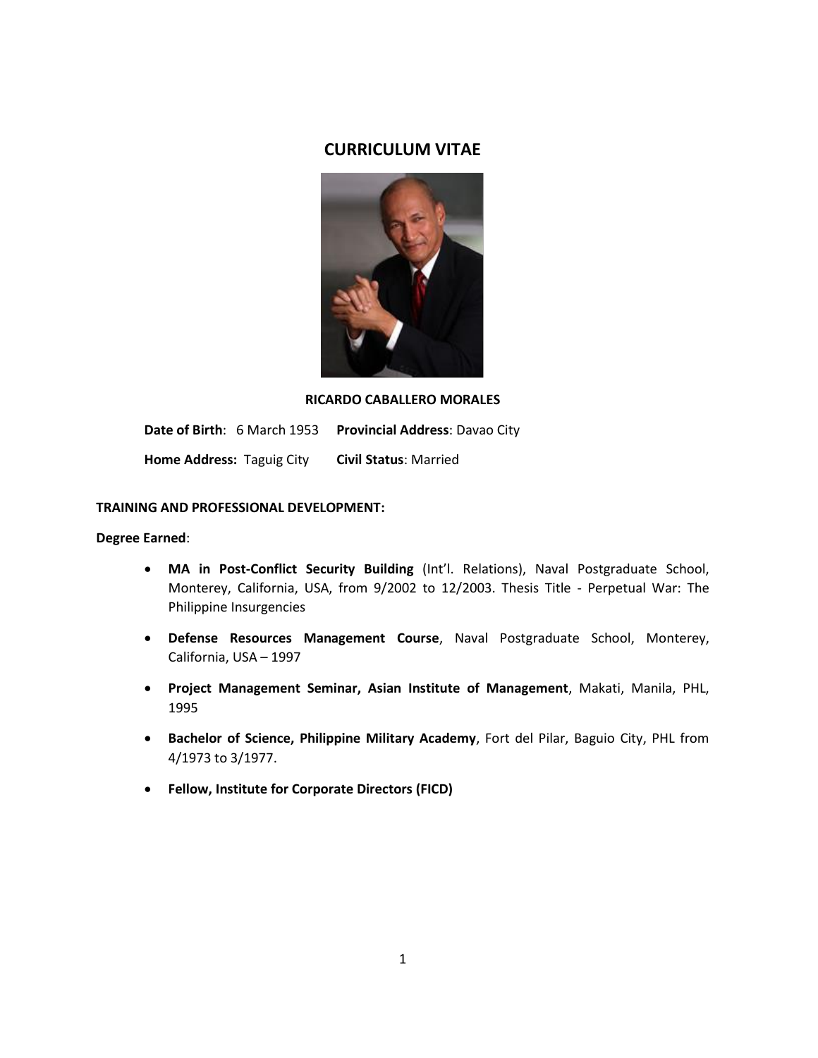# CURRICULUM VITAE

**RICARDO CABALLERO MORALES**

**Date of Birth**: 6 March 1953 **Provincial Address**: Davao City

**Home Address:** Taguig City **Civil Status**: Married

**TRAINING AND PROFESSIONAL DEVELOPMENT:**

**Degree Earned**:

- **MA in Post-Conflict Security Building** (Int'l. Relations), Naval Postgraduate School, Monterey, California, USA, from 9/2002 to 12/2003. Thesis Title - Perpetual War: The Philippine Insurgencies
- **Defense Resources Management Course**, Naval Postgraduate School, Monterey, California, USA – 1997
- **Project Management Seminar, Asian Institute of Management**, Makati, Manila, PHL, 1995
- **Bachelor of Science, Philippine Military Academy**, Fort del Pilar, Baguio City, PHL from 4/1973 to 3/1977.
- **Fellow, Institute for Corporate Directors (FICD)**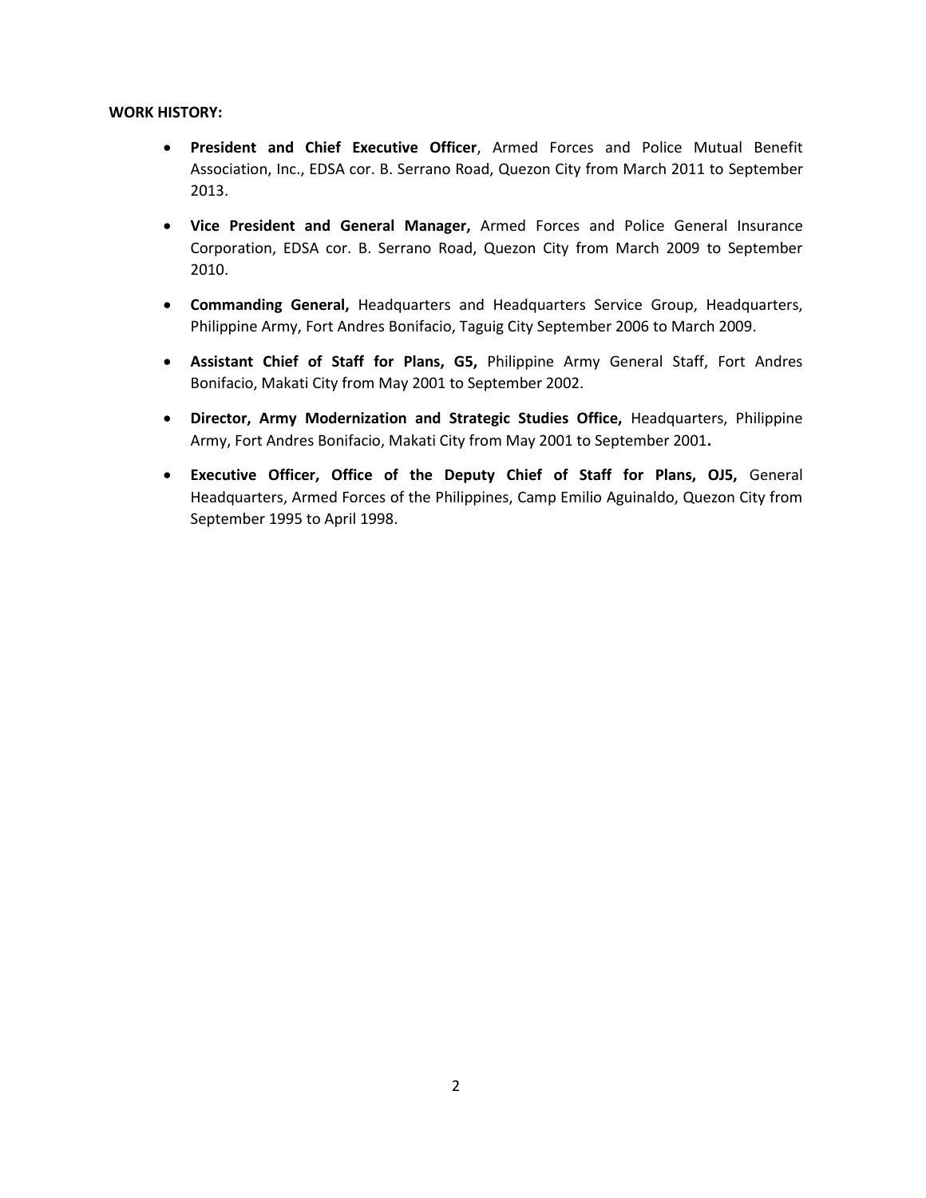**WORK HISTORY:**

- **President and Chief Executive Officer**, Armed Forces and Police Mutual Benefit Association, Inc., EDSA cor. B. Serrano Road, Quezon City from March 2011 to September 2013.

- **Vice President and General Manager,** Armed Forces and Police General Insurance Corporation, EDSA cor. B. Serrano Road, Quezon City from March 2009 to September 2010.

- **Commanding General,** Headquarters and Headquarters Service Group, Headquarters, Philippine Army, Fort Andres Bonifacio, Taguig City September 2006 to March 2009.

- **Assistant Chief of Staff for Plans, G5,** Philippine Army General Staff, Fort Andres Bonifacio, Makati City from May 2001 to September 2002.

- **Director, Army Modernization and Strategic Studies Office,** Headquarters, Philippine Army, Fort Andres Bonifacio, Makati City from May 2001 to September 2001**.**

- **Executive Officer, Office of the Deputy Chief of Staff for Plans, OJ5,** General Headquarters, Armed Forces of the Philippines, Camp Emilio Aguinaldo, Quezon City from September 1995 to April 1998.